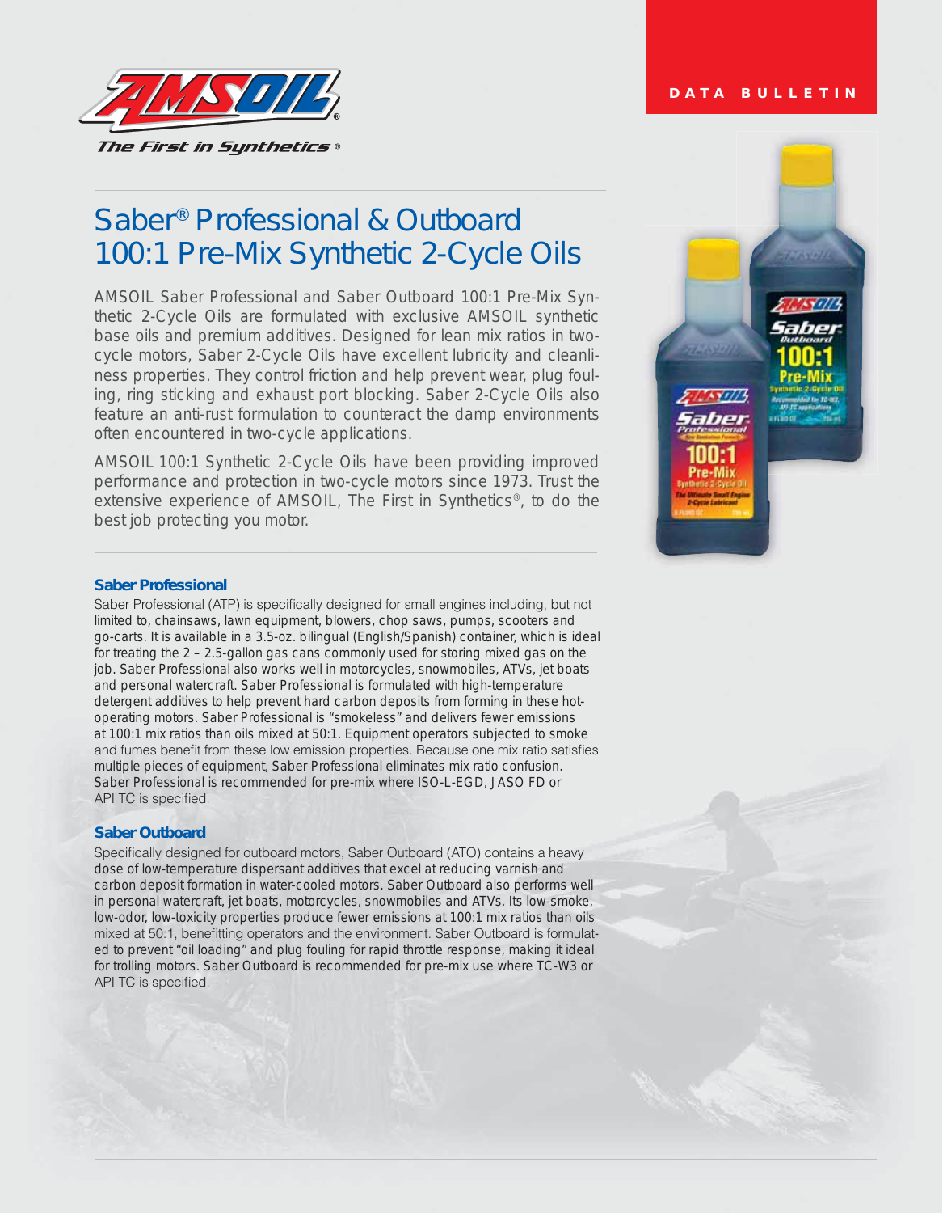DATA BULLETIN

# Saber® Professional & Outboard 100:1 Pre-Mix Synthetic 2-Cycle Oils

AMSOIL Saber Professional and Saber Outboard 100:1 Pre-Mix Synthetic 2-Cycle Oils are formulated with exclusive AMSOIL synthetic base oils and premium additives. Designed for lean mix ratios in two-cycle motors, Saber 2-Cycle Oils have excellent lubricity and cleanliness properties. They control friction and help prevent wear, plug fouling, ring sticking and exhaust port blocking. Saber 2-Cycle Oils also feature an anti-rust formulation to counteract the damp environments often encountered in two-cycle applications.

AMSOIL 100:1 Synthetic 2-Cycle Oils have been providing improved performance and protection in two-cycle motors since 1973. Trust the extensive experience of AMSOIL, The First in Synthetics®, to do the best job protecting you motor.

### Saber Professional

Saber Professional (ATP) is specifically designed for small engines including, but not limited to, chainsaws, lawn equipment, blowers, chop saws, pumps, scooters and go-carts. It is available in a 3.5-oz. bilingual (English/Spanish) container, which is ideal for treating the 2 – 2.5-gallon gas cans commonly used for storing mixed gas on the job. Saber Professional also works well in motorcycles, snowmobiles, ATVs, jet boats and personal watercraft. Saber Professional is formulated with high-temperature detergent additives to help prevent hard carbon deposits from forming in these hot-operating motors. Saber Professional is "smokeless" and delivers fewer emissions at 100:1 mix ratios than oils mixed at 50:1. Equipment operators subjected to smoke and fumes benefit from these low emission properties. Because one mix ratio satisfies multiple pieces of equipment, Saber Professional eliminates mix ratio confusion. Saber Professional is recommended for pre-mix where ISO-L-EGD, JASO FD or API TC is specified.

### Saber Outboard

Specifically designed for outboard motors, Saber Outboard (ATO) contains a heavy dose of low-temperature dispersant additives that excel at reducing varnish and carbon deposit formation in water-cooled motors. Saber Outboard also performs well in personal watercraft, jet boats, motorcycles, snowmobiles and ATVs. Its low-smoke, low-odor, low-toxicity properties produce fewer emissions at 100:1 mix ratios than oils mixed at 50:1, benefitting operators and the environment. Saber Outboard is formulated to prevent "oil loading" and plug fouling for rapid throttle response, making it ideal for trolling motors. Saber Outboard is recommended for pre-mix use where TC-W3 or API TC is specified.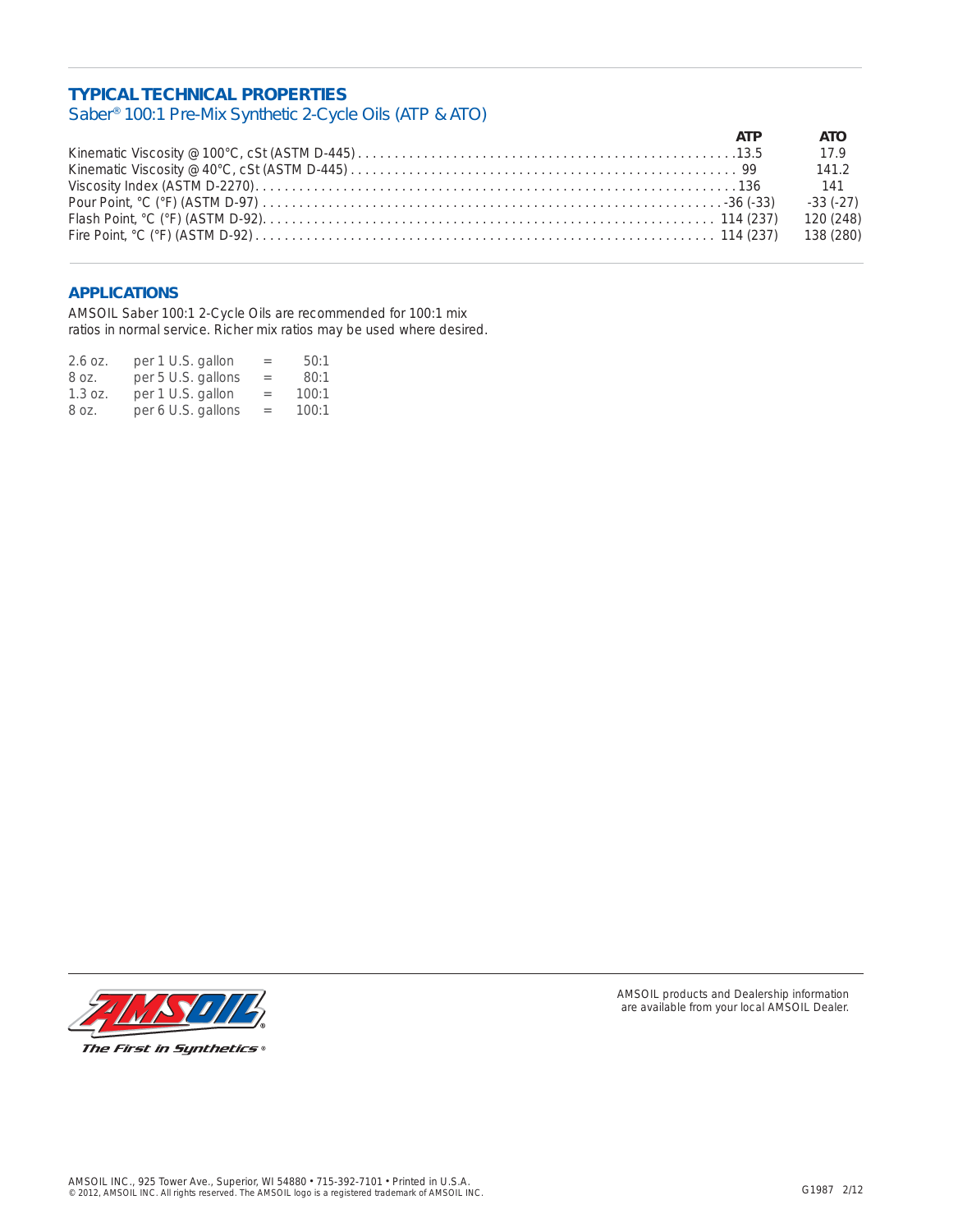## TYPICAL TECHNICAL PROPERTIES

### Saber® 100:1 Pre-Mix Synthetic 2-Cycle Oils (ATP & ATO)

| | ATP | ATO |
|---|---|---|
| Kinematic Viscosity @ 100°C, cSt (ASTM D-445) | 13.5 | 17.9 |
| Kinematic Viscosity @ 40°C, cSt (ASTM D-445) | 99 | 141.2 |
| Viscosity Index (ASTM D-2270) | 136 | 141 |
| Pour Point, °C (°F) (ASTM D-97) | -36 (-33) | -33 (-27) |
| Flash Point, °C (°F) (ASTM D-92) | 114 (237) | 120 (248) |
| Fire Point, °C (°F) (ASTM D-92) | 114 (237) | 138 (280) |

## APPLICATIONS

AMSOIL Saber 100:1 2-Cycle Oils are recommended for 100:1 mix ratios in normal service. Richer mix ratios may be used where desired.

| | | | |
|---|---|---|---|
| 2.6 oz. | per 1 U.S. gallon | = | 50:1 |
| 8 oz. | per 5 U.S. gallons | = | 80:1 |
| 1.3 oz. | per 1 U.S. gallon | = | 100:1 |
| 8 oz. | per 6 U.S. gallons | = | 100:1 |

AMSOIL

The First in Synthetics®

AMSOIL products and Dealership information are available from your local AMSOIL Dealer.

AMSOIL INC., 925 Tower Ave., Superior, WI 54880 • 715-392-7101 • Printed in U.S.A.
© 2012, AMSOIL INC. All rights reserved. The AMSOIL logo is a registered trademark of AMSOIL INC.

G1987 2/12